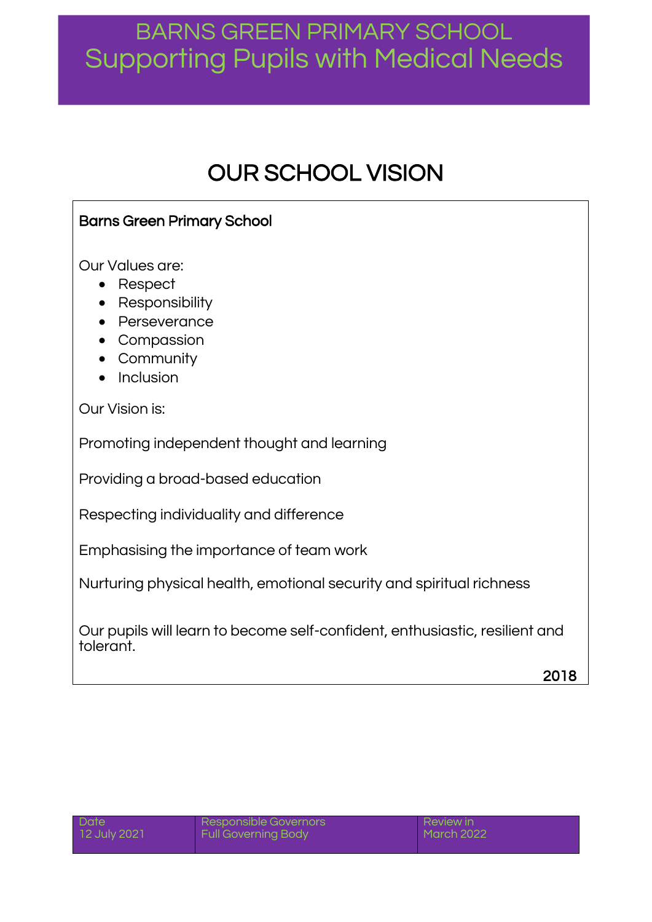# BARNS GREEN PRIMARY SCHOOL
# Supporting Pupils with Medical Needs

## OUR SCHOOL VISION

**Barns Green Primary School**

Our Values are:

- Respect
- Responsibility
- Perseverance
- Compassion
- Community
- Inclusion

Our Vision is:

Promoting independent thought and learning

Providing a broad-based education

Respecting individuality and difference

Emphasising the importance of team work

Nurturing physical health, emotional security and spiritual richness

Our pupils will learn to become self-confident, enthusiastic, resilient and tolerant.

2018

| Date | Responsible Governors | Review in |
|---|---|---|
| 12 July 2021 | Full Governing Body | March 2022 |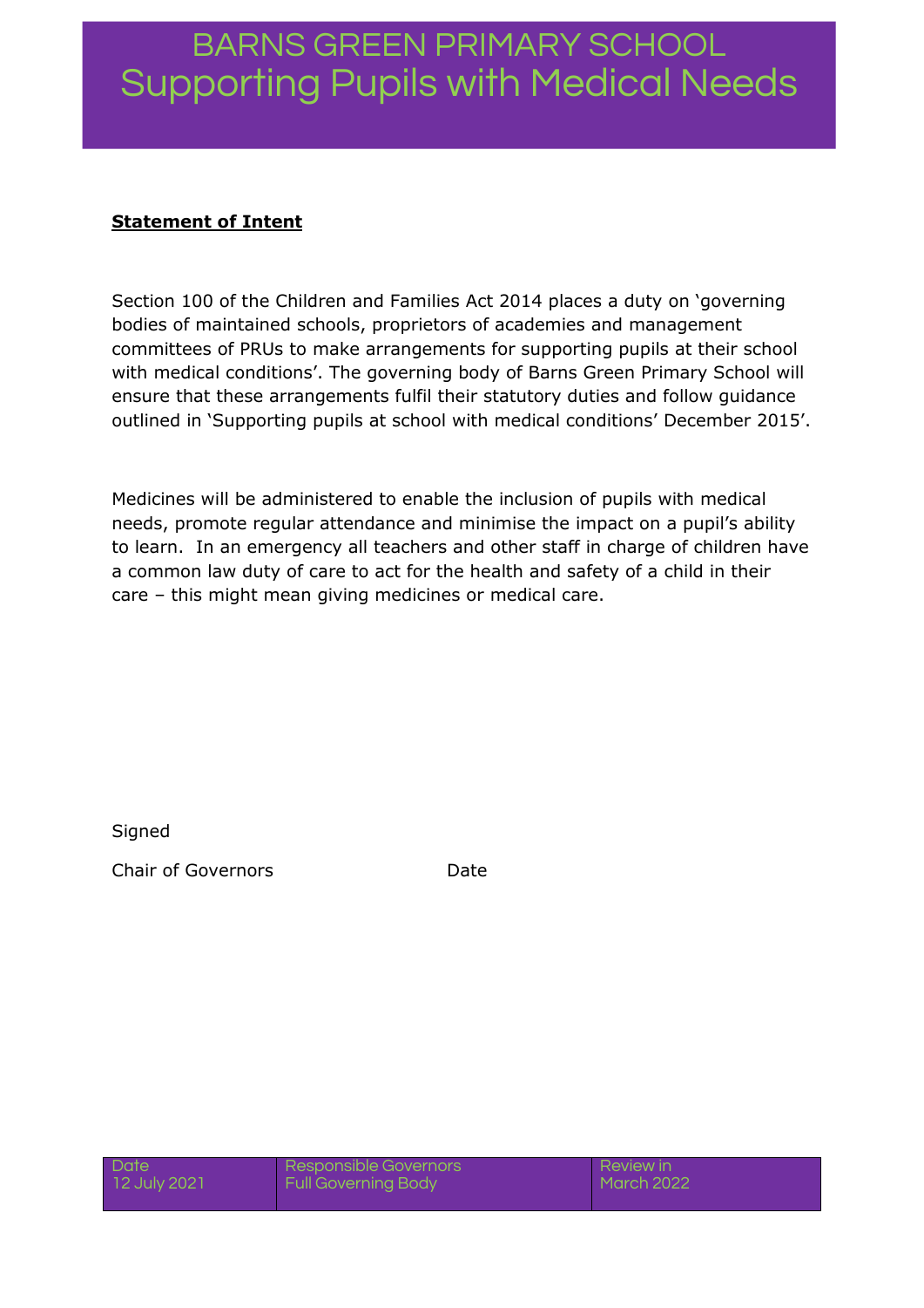# BARNS GREEN PRIMARY SCHOOL
# Supporting Pupils with Medical Needs

**Statement of Intent**

Section 100 of the Children and Families Act 2014 places a duty on 'governing bodies of maintained schools, proprietors of academies and management committees of PRUs to make arrangements for supporting pupils at their school with medical conditions'. The governing body of Barns Green Primary School will ensure that these arrangements fulfil their statutory duties and follow guidance outlined in 'Supporting pupils at school with medical conditions' December 2015'.

Medicines will be administered to enable the inclusion of pupils with medical needs, promote regular attendance and minimise the impact on a pupil's ability to learn. In an emergency all teachers and other staff in charge of children have a common law duty of care to act for the health and safety of a child in their care – this might mean giving medicines or medical care.

Signed

Chair of Governors Date

| Date | Responsible Governors | Review in |
| --- | --- | --- |
| 12 July 2021 | Full Governing Body | March 2022 |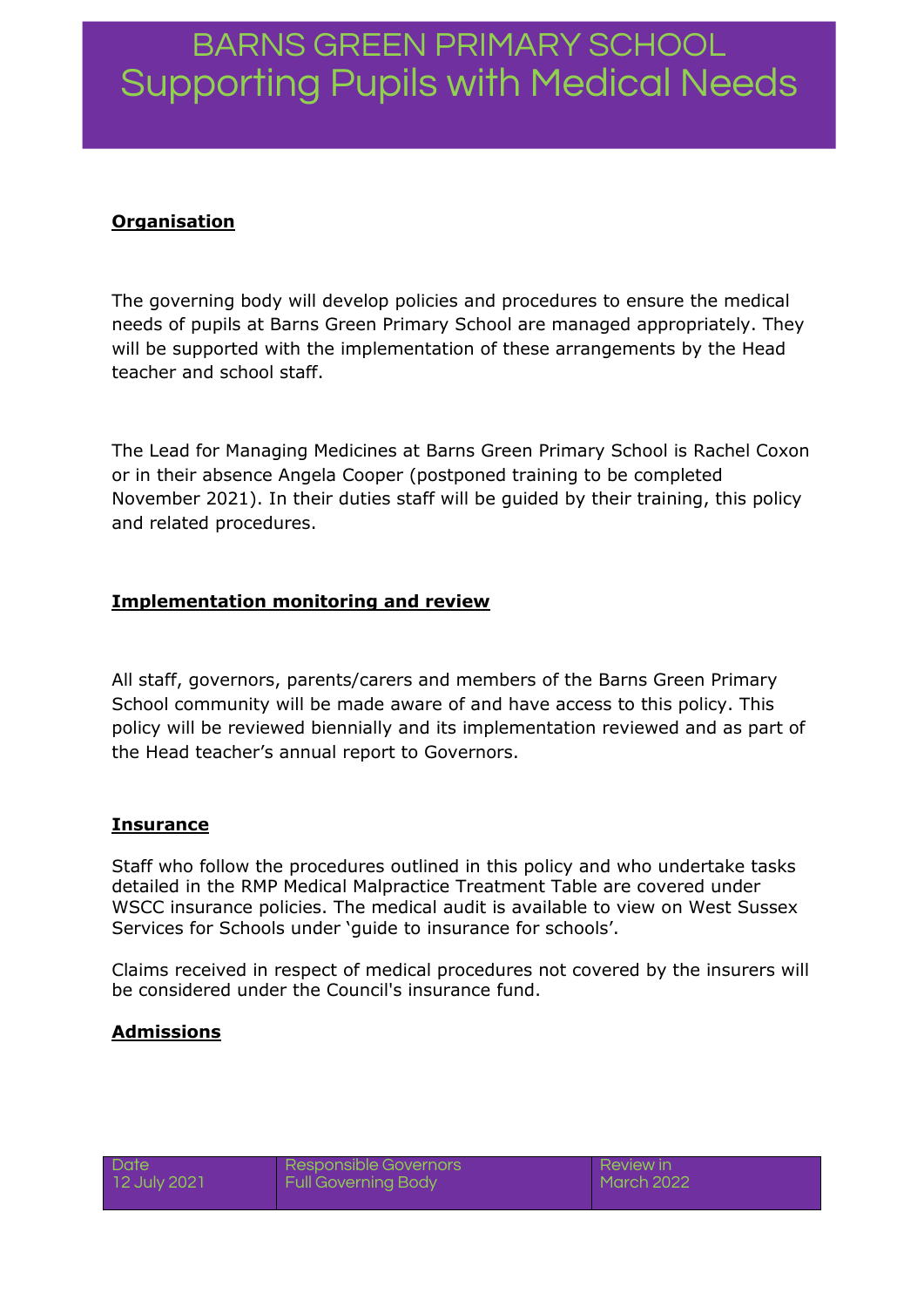**Organisation**

The governing body will develop policies and procedures to ensure the medical needs of pupils at Barns Green Primary School are managed appropriately. They will be supported with the implementation of these arrangements by the Head teacher and school staff.

The Lead for Managing Medicines at Barns Green Primary School is Rachel Coxon or in their absence Angela Cooper (postponed training to be completed November 2021). In their duties staff will be guided by their training, this policy and related procedures.

**Implementation monitoring and review**

All staff, governors, parents/carers and members of the Barns Green Primary School community will be made aware of and have access to this policy. This policy will be reviewed biennially and its implementation reviewed and as part of the Head teacher's annual report to Governors.

**Insurance**

Staff who follow the procedures outlined in this policy and who undertake tasks detailed in the RMP Medical Malpractice Treatment Table are covered under WSCC insurance policies. The medical audit is available to view on West Sussex Services for Schools under 'guide to insurance for schools'.

Claims received in respect of medical procedures not covered by the insurers will be considered under the Council's insurance fund.

**Admissions**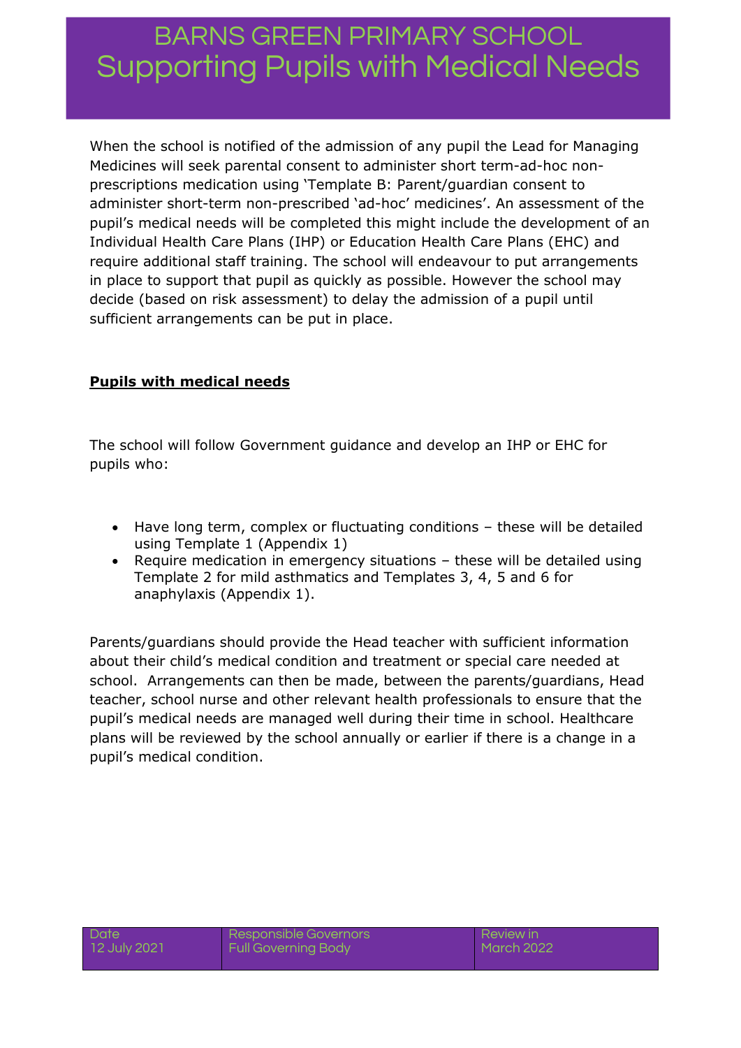When the school is notified of the admission of any pupil the Lead for Managing Medicines will seek parental consent to administer short term-ad-hoc non-prescriptions medication using 'Template B: Parent/guardian consent to administer short-term non-prescribed 'ad-hoc' medicines'. An assessment of the pupil's medical needs will be completed this might include the development of an Individual Health Care Plans (IHP) or Education Health Care Plans (EHC) and require additional staff training. The school will endeavour to put arrangements in place to support that pupil as quickly as possible. However the school may decide (based on risk assessment) to delay the admission of a pupil until sufficient arrangements can be put in place.

**Pupils with medical needs**

The school will follow Government guidance and develop an IHP or EHC for pupils who:

- Have long term, complex or fluctuating conditions – these will be detailed using Template 1 (Appendix 1)
- Require medication in emergency situations – these will be detailed using Template 2 for mild asthmatics and Templates 3, 4, 5 and 6 for anaphylaxis (Appendix 1).

Parents/guardians should provide the Head teacher with sufficient information about their child's medical condition and treatment or special care needed at school. Arrangements can then be made, between the parents/guardians, Head teacher, school nurse and other relevant health professionals to ensure that the pupil's medical needs are managed well during their time in school. Healthcare plans will be reviewed by the school annually or earlier if there is a change in a pupil's medical condition.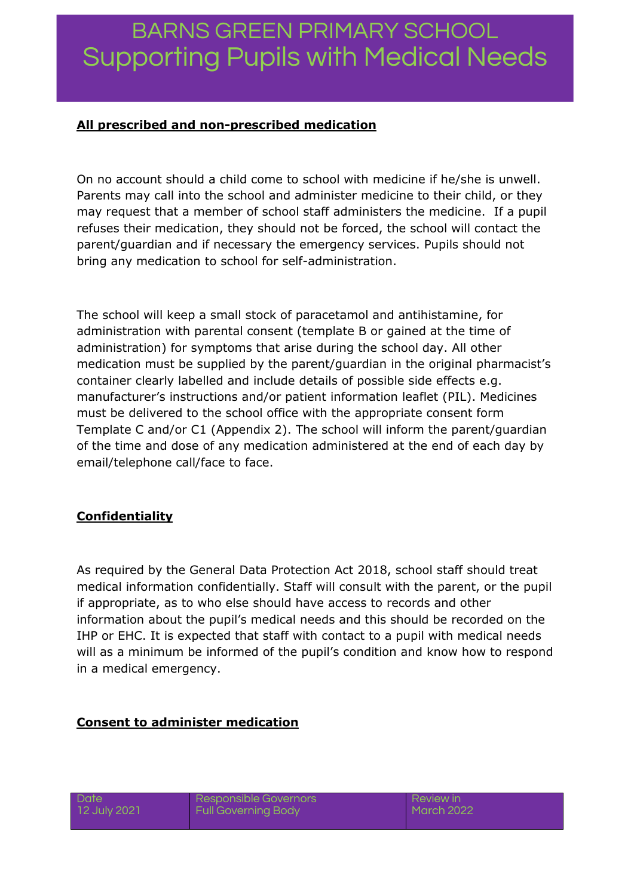**All prescribed and non-prescribed medication**

On no account should a child come to school with medicine if he/she is unwell. Parents may call into the school and administer medicine to their child, or they may request that a member of school staff administers the medicine. If a pupil refuses their medication, they should not be forced, the school will contact the parent/guardian and if necessary the emergency services. Pupils should not bring any medication to school for self-administration.

The school will keep a small stock of paracetamol and antihistamine, for administration with parental consent (template B or gained at the time of administration) for symptoms that arise during the school day. All other medication must be supplied by the parent/guardian in the original pharmacist's container clearly labelled and include details of possible side effects e.g. manufacturer's instructions and/or patient information leaflet (PIL). Medicines must be delivered to the school office with the appropriate consent form Template C and/or C1 (Appendix 2). The school will inform the parent/guardian of the time and dose of any medication administered at the end of each day by email/telephone call/face to face.

**Confidentiality**

As required by the General Data Protection Act 2018, school staff should treat medical information confidentially. Staff will consult with the parent, or the pupil if appropriate, as to who else should have access to records and other information about the pupil's medical needs and this should be recorded on the IHP or EHC. It is expected that staff with contact to a pupil with medical needs will as a minimum be informed of the pupil's condition and know how to respond in a medical emergency.

**Consent to administer medication**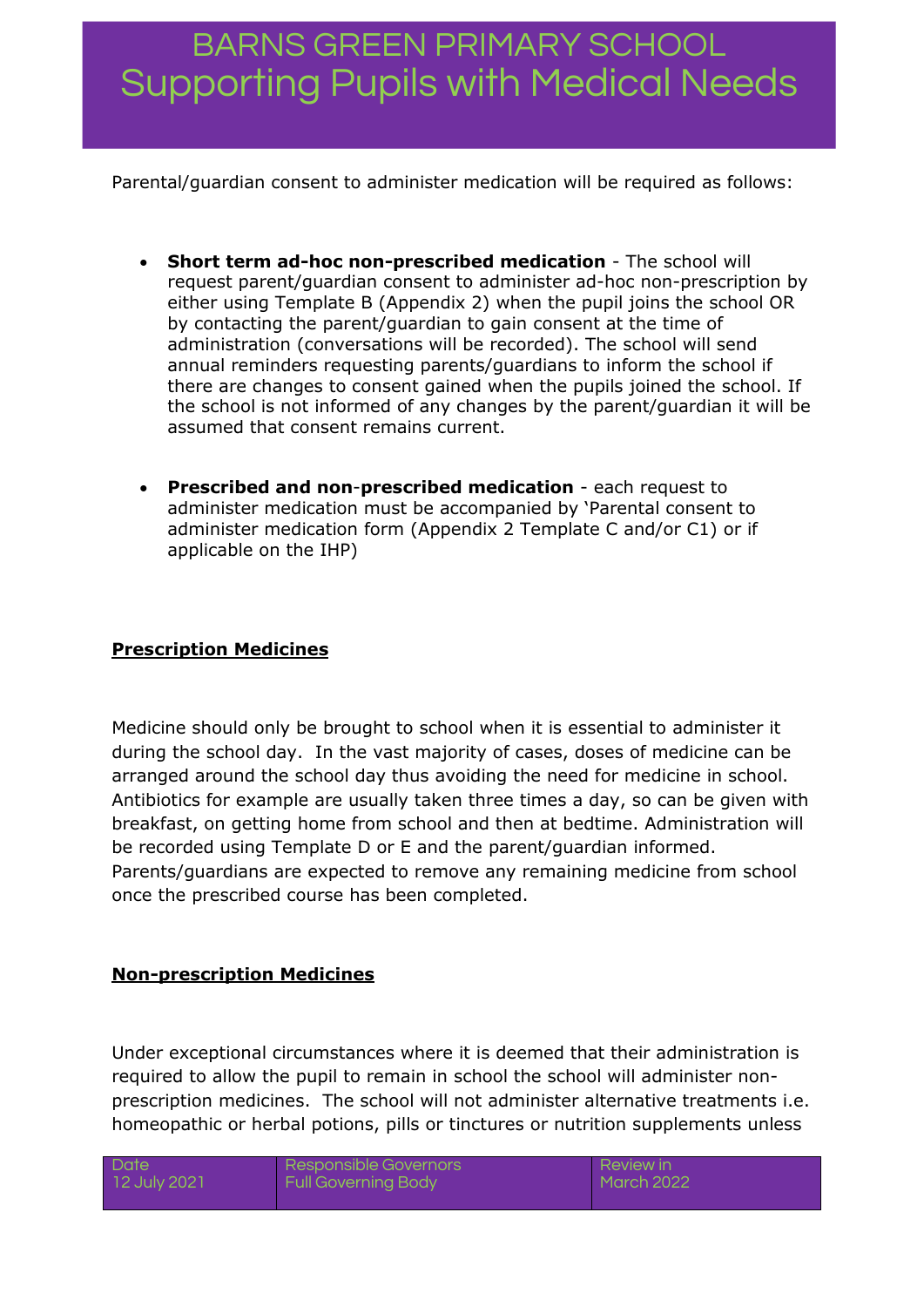Parental/guardian consent to administer medication will be required as follows:

- **Short term ad-hoc non-prescribed medication** - The school will request parent/guardian consent to administer ad-hoc non-prescription by either using Template B (Appendix 2) when the pupil joins the school OR by contacting the parent/guardian to gain consent at the time of administration (conversations will be recorded). The school will send annual reminders requesting parents/guardians to inform the school if there are changes to consent gained when the pupils joined the school. If the school is not informed of any changes by the parent/guardian it will be assumed that consent remains current.

- **Prescribed and non-prescribed medication** - each request to administer medication must be accompanied by 'Parental consent to administer medication form (Appendix 2 Template C and/or C1) or if applicable on the IHP)

**Prescription Medicines**

Medicine should only be brought to school when it is essential to administer it during the school day. In the vast majority of cases, doses of medicine can be arranged around the school day thus avoiding the need for medicine in school. Antibiotics for example are usually taken three times a day, so can be given with breakfast, on getting home from school and then at bedtime. Administration will be recorded using Template D or E and the parent/guardian informed. Parents/guardians are expected to remove any remaining medicine from school once the prescribed course has been completed.

**Non-prescription Medicines**

Under exceptional circumstances where it is deemed that their administration is required to allow the pupil to remain in school the school will administer non-prescription medicines. The school will not administer alternative treatments i.e. homeopathic or herbal potions, pills or tinctures or nutrition supplements unless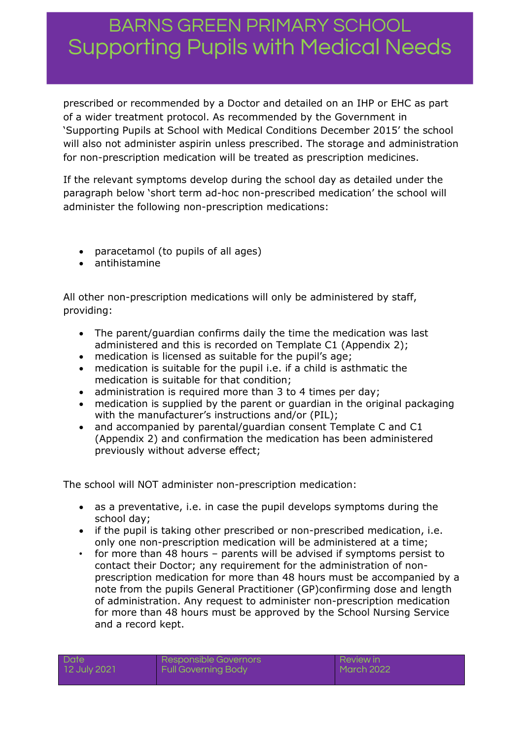prescribed or recommended by a Doctor and detailed on an IHP or EHC as part of a wider treatment protocol. As recommended by the Government in 'Supporting Pupils at School with Medical Conditions December 2015' the school will also not administer aspirin unless prescribed. The storage and administration for non-prescription medication will be treated as prescription medicines.

If the relevant symptoms develop during the school day as detailed under the paragraph below 'short term ad-hoc non-prescribed medication' the school will administer the following non-prescription medications:

- paracetamol (to pupils of all ages)
- antihistamine

All other non-prescription medications will only be administered by staff, providing:

- The parent/guardian confirms daily the time the medication was last administered and this is recorded on Template C1 (Appendix 2);
- medication is licensed as suitable for the pupil's age;
- medication is suitable for the pupil i.e. if a child is asthmatic the medication is suitable for that condition;
- administration is required more than 3 to 4 times per day;
- medication is supplied by the parent or guardian in the original packaging with the manufacturer's instructions and/or (PIL);
- and accompanied by parental/guardian consent Template C and C1 (Appendix 2) and confirmation the medication has been administered previously without adverse effect;

The school will NOT administer non-prescription medication:

- as a preventative, i.e. in case the pupil develops symptoms during the school day;
- if the pupil is taking other prescribed or non-prescribed medication, i.e. only one non-prescription medication will be administered at a time;
- for more than 48 hours – parents will be advised if symptoms persist to contact their Doctor; any requirement for the administration of non-prescription medication for more than 48 hours must be accompanied by a note from the pupils General Practitioner (GP)confirming dose and length of administration. Any request to administer non-prescription medication for more than 48 hours must be approved by the School Nursing Service and a record kept.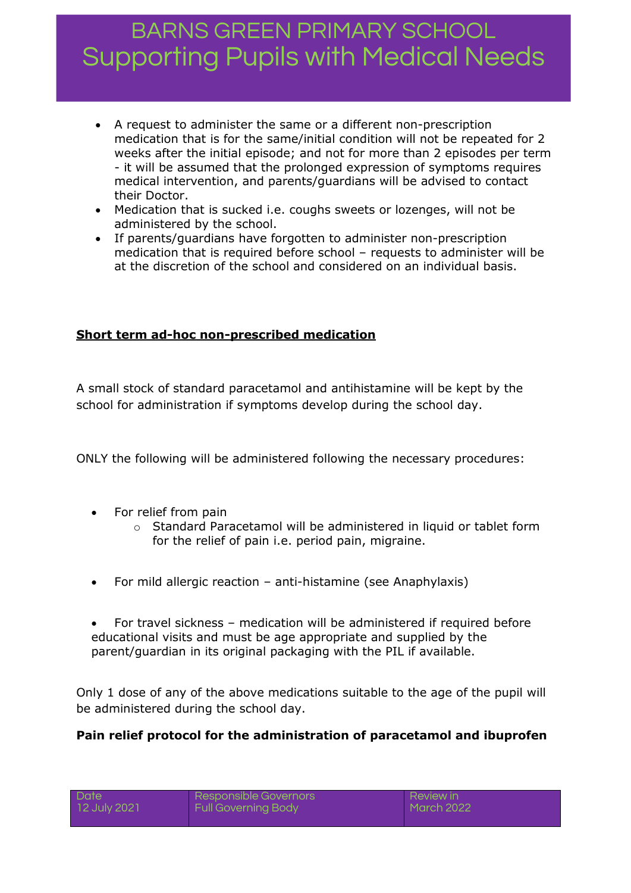- A request to administer the same or a different non-prescription medication that is for the same/initial condition will not be repeated for 2 weeks after the initial episode; and not for more than 2 episodes per term - it will be assumed that the prolonged expression of symptoms requires medical intervention, and parents/guardians will be advised to contact their Doctor.
- Medication that is sucked i.e. coughs sweets or lozenges, will not be administered by the school.
- If parents/guardians have forgotten to administer non-prescription medication that is required before school – requests to administer will be at the discretion of the school and considered on an individual basis.

**Short term ad-hoc non-prescribed medication**

A small stock of standard paracetamol and antihistamine will be kept by the school for administration if symptoms develop during the school day.

ONLY the following will be administered following the necessary procedures:

- For relief from pain
  - Standard Paracetamol will be administered in liquid or tablet form for the relief of pain i.e. period pain, migraine.
- For mild allergic reaction – anti-histamine (see Anaphylaxis)
- For travel sickness – medication will be administered if required before educational visits and must be age appropriate and supplied by the parent/guardian in its original packaging with the PIL if available.

Only 1 dose of any of the above medications suitable to the age of the pupil will be administered during the school day.

**Pain relief protocol for the administration of paracetamol and ibuprofen**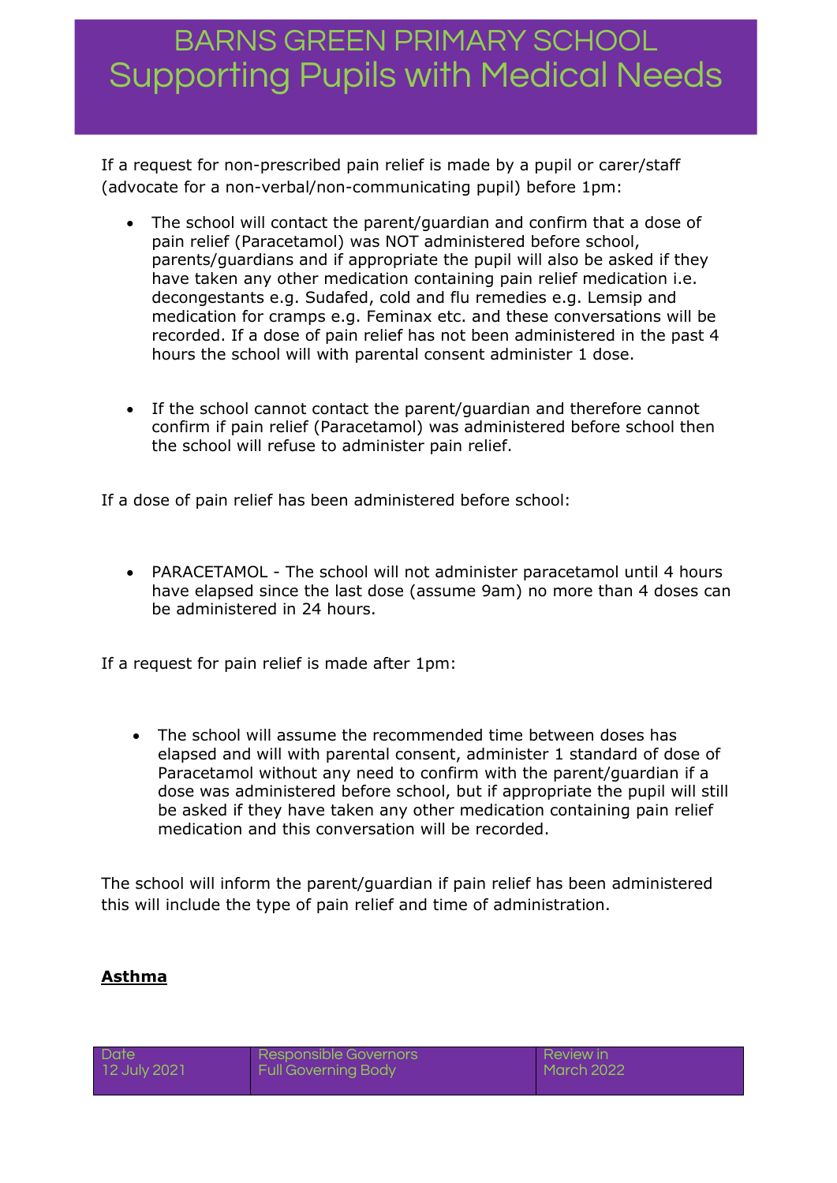If a request for non-prescribed pain relief is made by a pupil or carer/staff (advocate for a non-verbal/non-communicating pupil) before 1pm:

- The school will contact the parent/guardian and confirm that a dose of pain relief (Paracetamol) was NOT administered before school, parents/guardians and if appropriate the pupil will also be asked if they have taken any other medication containing pain relief medication i.e. decongestants e.g. Sudafed, cold and flu remedies e.g. Lemsip and medication for cramps e.g. Feminax etc. and these conversations will be recorded. If a dose of pain relief has not been administered in the past 4 hours the school will with parental consent administer 1 dose.

- If the school cannot contact the parent/guardian and therefore cannot confirm if pain relief (Paracetamol) was administered before school then the school will refuse to administer pain relief.

If a dose of pain relief has been administered before school:

- PARACETAMOL - The school will not administer paracetamol until 4 hours have elapsed since the last dose (assume 9am) no more than 4 doses can be administered in 24 hours.

If a request for pain relief is made after 1pm:

- The school will assume the recommended time between doses has elapsed and will with parental consent, administer 1 standard of dose of Paracetamol without any need to confirm with the parent/guardian if a dose was administered before school, but if appropriate the pupil will still be asked if they have taken any other medication containing pain relief medication and this conversation will be recorded.

The school will inform the parent/guardian if pain relief has been administered this will include the type of pain relief and time of administration.

**Asthma**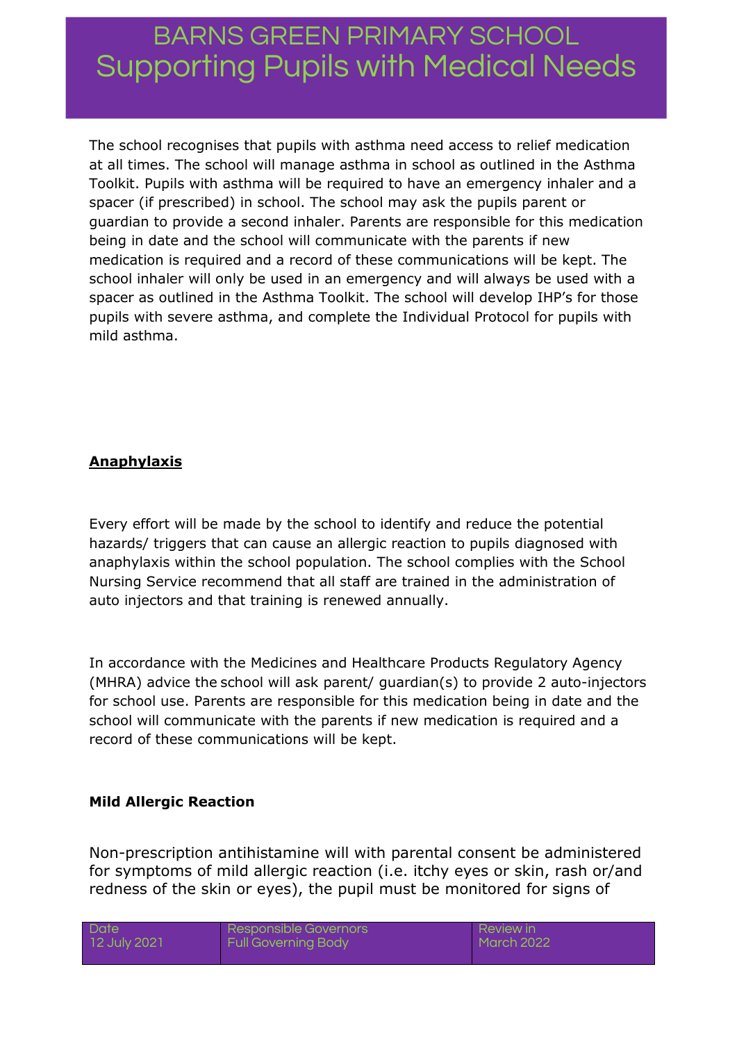The school recognises that pupils with asthma need access to relief medication at all times. The school will manage asthma in school as outlined in the Asthma Toolkit. Pupils with asthma will be required to have an emergency inhaler and a spacer (if prescribed) in school. The school may ask the pupils parent or guardian to provide a second inhaler. Parents are responsible for this medication being in date and the school will communicate with the parents if new medication is required and a record of these communications will be kept. The school inhaler will only be used in an emergency and will always be used with a spacer as outlined in the Asthma Toolkit. The school will develop IHP's for those pupils with severe asthma, and complete the Individual Protocol for pupils with mild asthma.

**Anaphylaxis**

Every effort will be made by the school to identify and reduce the potential hazards/ triggers that can cause an allergic reaction to pupils diagnosed with anaphylaxis within the school population. The school complies with the School Nursing Service recommend that all staff are trained in the administration of auto injectors and that training is renewed annually.

In accordance with the Medicines and Healthcare Products Regulatory Agency (MHRA) advice the school will ask parent/ guardian(s) to provide 2 auto-injectors for school use. Parents are responsible for this medication being in date and the school will communicate with the parents if new medication is required and a record of these communications will be kept.

**Mild Allergic Reaction**

Non-prescription antihistamine will with parental consent be administered for symptoms of mild allergic reaction (i.e. itchy eyes or skin, rash or/and redness of the skin or eyes), the pupil must be monitored for signs of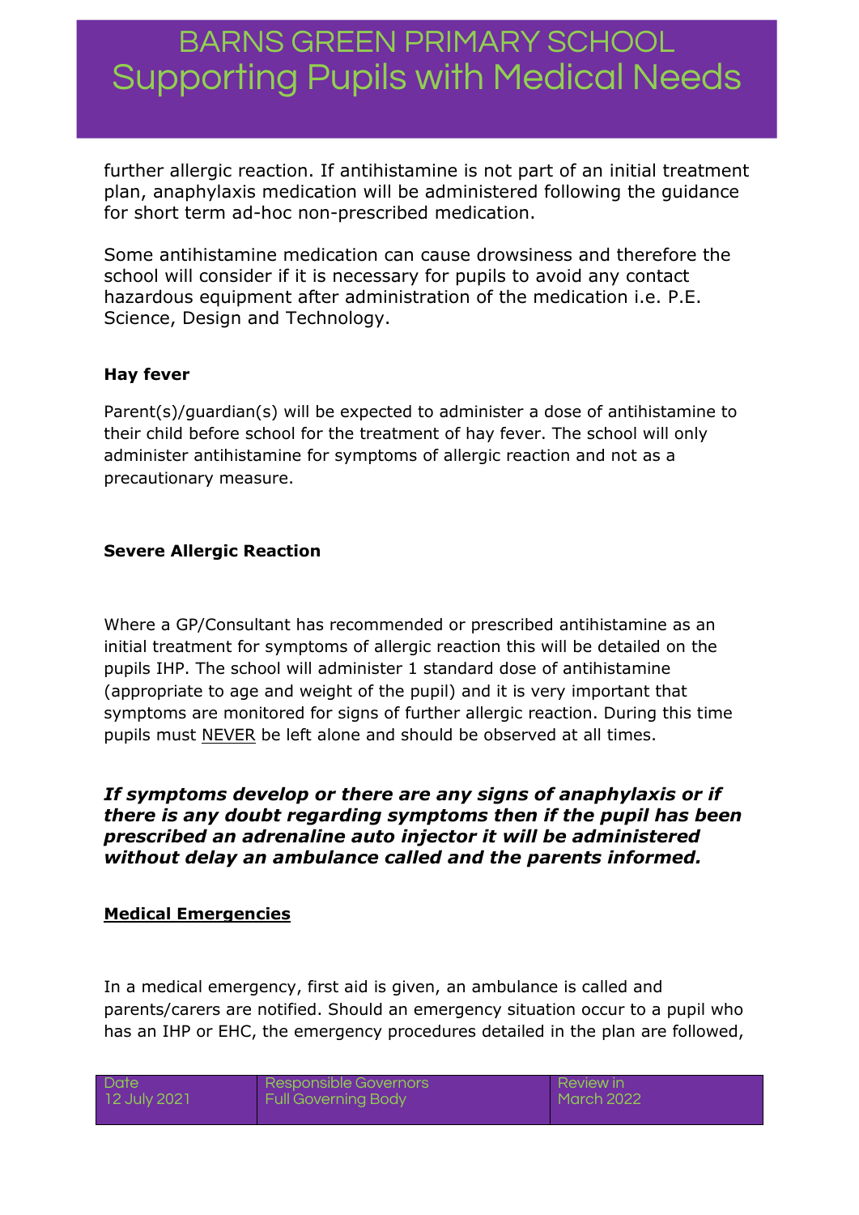further allergic reaction. If antihistamine is not part of an initial treatment plan, anaphylaxis medication will be administered following the guidance for short term ad-hoc non-prescribed medication.

Some antihistamine medication can cause drowsiness and therefore the school will consider if it is necessary for pupils to avoid any contact hazardous equipment after administration of the medication i.e. P.E. Science, Design and Technology.

**Hay fever**

Parent(s)/guardian(s) will be expected to administer a dose of antihistamine to their child before school for the treatment of hay fever. The school will only administer antihistamine for symptoms of allergic reaction and not as a precautionary measure.

**Severe Allergic Reaction**

Where a GP/Consultant has recommended or prescribed antihistamine as an initial treatment for symptoms of allergic reaction this will be detailed on the pupils IHP. The school will administer 1 standard dose of antihistamine (appropriate to age and weight of the pupil) and it is very important that symptoms are monitored for signs of further allergic reaction. During this time pupils must <u>NEVER</u> be left alone and should be observed at all times.

***If symptoms develop or there are any signs of anaphylaxis or if there is any doubt regarding symptoms then if the pupil has been prescribed an adrenaline auto injector it will be administered without delay an ambulance called and the parents informed.***

**<u>Medical Emergencies</u>**

In a medical emergency, first aid is given, an ambulance is called and parents/carers are notified. Should an emergency situation occur to a pupil who has an IHP or EHC, the emergency procedures detailed in the plan are followed,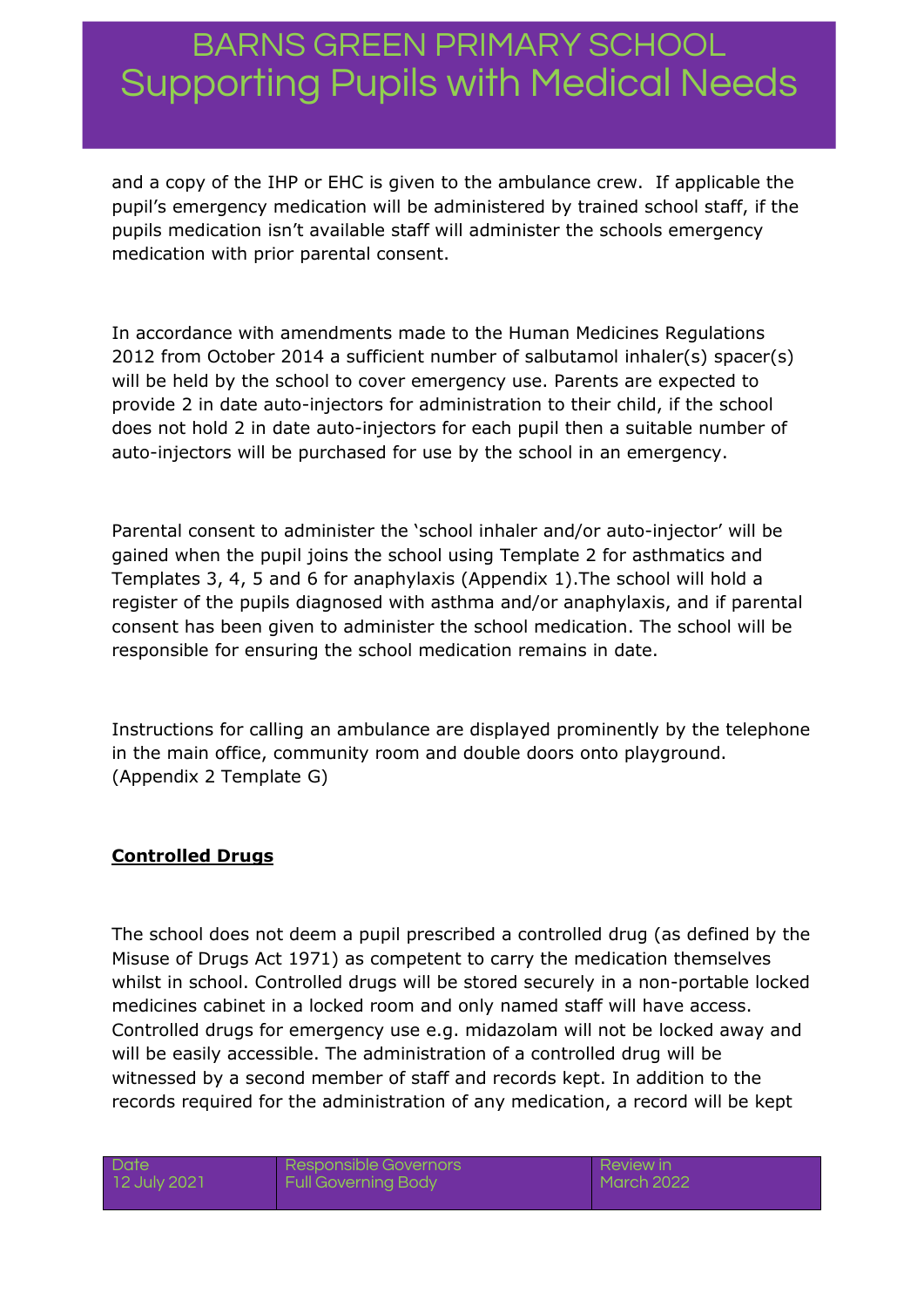and a copy of the IHP or EHC is given to the ambulance crew. If applicable the pupil's emergency medication will be administered by trained school staff, if the pupils medication isn't available staff will administer the schools emergency medication with prior parental consent.

In accordance with amendments made to the Human Medicines Regulations 2012 from October 2014 a sufficient number of salbutamol inhaler(s) spacer(s) will be held by the school to cover emergency use. Parents are expected to provide 2 in date auto-injectors for administration to their child, if the school does not hold 2 in date auto-injectors for each pupil then a suitable number of auto-injectors will be purchased for use by the school in an emergency.

Parental consent to administer the 'school inhaler and/or auto-injector' will be gained when the pupil joins the school using Template 2 for asthmatics and Templates 3, 4, 5 and 6 for anaphylaxis (Appendix 1).The school will hold a register of the pupils diagnosed with asthma and/or anaphylaxis, and if parental consent has been given to administer the school medication. The school will be responsible for ensuring the school medication remains in date.

Instructions for calling an ambulance are displayed prominently by the telephone in the main office, community room and double doors onto playground. (Appendix 2 Template G)

**Controlled Drugs**

The school does not deem a pupil prescribed a controlled drug (as defined by the Misuse of Drugs Act 1971) as competent to carry the medication themselves whilst in school. Controlled drugs will be stored securely in a non-portable locked medicines cabinet in a locked room and only named staff will have access. Controlled drugs for emergency use e.g. midazolam will not be locked away and will be easily accessible. The administration of a controlled drug will be witnessed by a second member of staff and records kept. In addition to the records required for the administration of any medication, a record will be kept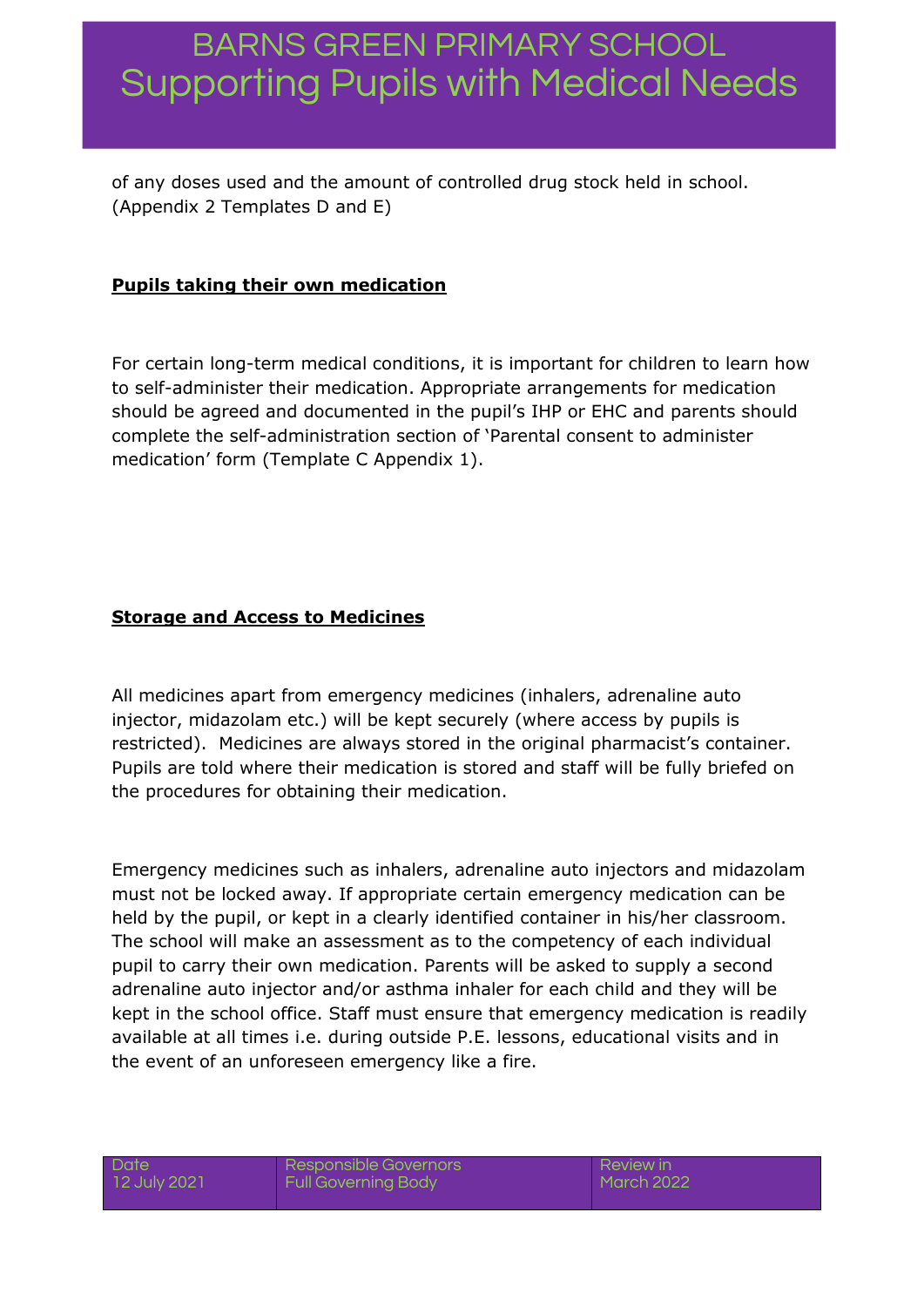of any doses used and the amount of controlled drug stock held in school. (Appendix 2 Templates D and E)

**Pupils taking their own medication**

For certain long-term medical conditions, it is important for children to learn how to self-administer their medication. Appropriate arrangements for medication should be agreed and documented in the pupil's IHP or EHC and parents should complete the self-administration section of 'Parental consent to administer medication' form (Template C Appendix 1).

**Storage and Access to Medicines**

All medicines apart from emergency medicines (inhalers, adrenaline auto injector, midazolam etc.) will be kept securely (where access by pupils is restricted). Medicines are always stored in the original pharmacist's container. Pupils are told where their medication is stored and staff will be fully briefed on the procedures for obtaining their medication.

Emergency medicines such as inhalers, adrenaline auto injectors and midazolam must not be locked away. If appropriate certain emergency medication can be held by the pupil, or kept in a clearly identified container in his/her classroom. The school will make an assessment as to the competency of each individual pupil to carry their own medication. Parents will be asked to supply a second adrenaline auto injector and/or asthma inhaler for each child and they will be kept in the school office. Staff must ensure that emergency medication is readily available at all times i.e. during outside P.E. lessons, educational visits and in the event of an unforeseen emergency like a fire.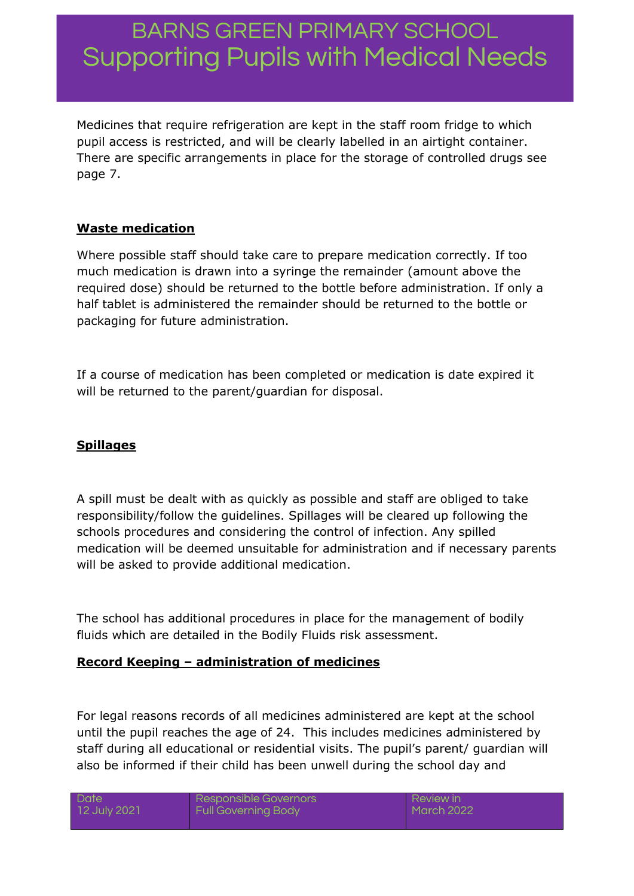Medicines that require refrigeration are kept in the staff room fridge to which pupil access is restricted, and will be clearly labelled in an airtight container. There are specific arrangements in place for the storage of controlled drugs see page 7.

### Waste medication

Where possible staff should take care to prepare medication correctly. If too much medication is drawn into a syringe the remainder (amount above the required dose) should be returned to the bottle before administration. If only a half tablet is administered the remainder should be returned to the bottle or packaging for future administration.

If a course of medication has been completed or medication is date expired it will be returned to the parent/guardian for disposal.

### Spillages

A spill must be dealt with as quickly as possible and staff are obliged to take responsibility/follow the guidelines. Spillages will be cleared up following the schools procedures and considering the control of infection. Any spilled medication will be deemed unsuitable for administration and if necessary parents will be asked to provide additional medication.

The school has additional procedures in place for the management of bodily fluids which are detailed in the Bodily Fluids risk assessment.

### Record Keeping – administration of medicines

For legal reasons records of all medicines administered are kept at the school until the pupil reaches the age of 24. This includes medicines administered by staff during all educational or residential visits. The pupil's parent/ guardian will also be informed if their child has been unwell during the school day and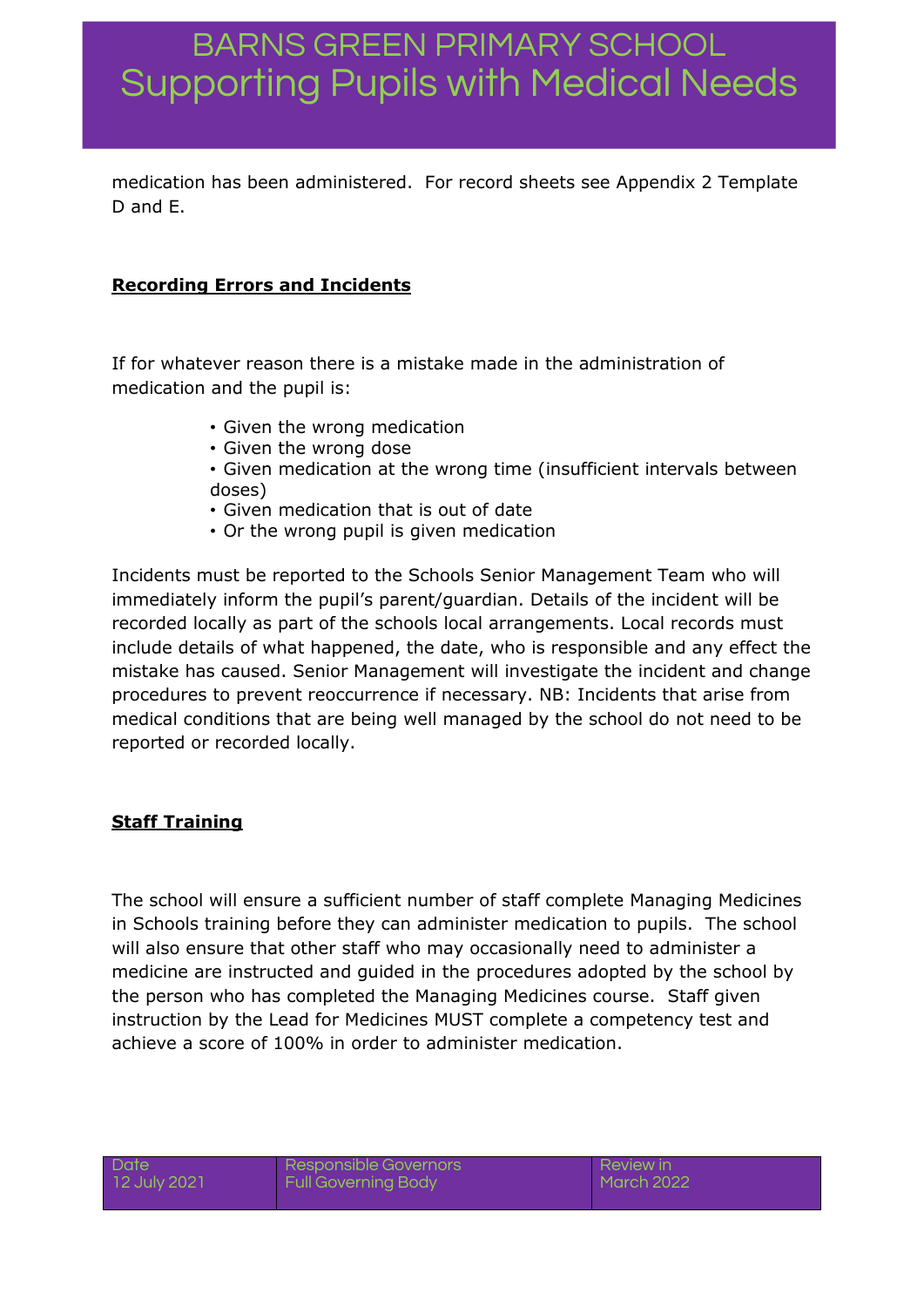medication has been administered. For record sheets see Appendix 2 Template D and E.

## Recording Errors and Incidents

If for whatever reason there is a mistake made in the administration of medication and the pupil is:

- Given the wrong medication
- Given the wrong dose
- Given medication at the wrong time (insufficient intervals between doses)
- Given medication that is out of date
- Or the wrong pupil is given medication

Incidents must be reported to the Schools Senior Management Team who will immediately inform the pupil's parent/guardian. Details of the incident will be recorded locally as part of the schools local arrangements. Local records must include details of what happened, the date, who is responsible and any effect the mistake has caused. Senior Management will investigate the incident and change procedures to prevent reoccurrence if necessary. NB: Incidents that arise from medical conditions that are being well managed by the school do not need to be reported or recorded locally.

## Staff Training

The school will ensure a sufficient number of staff complete Managing Medicines in Schools training before they can administer medication to pupils. The school will also ensure that other staff who may occasionally need to administer a medicine are instructed and guided in the procedures adopted by the school by the person who has completed the Managing Medicines course. Staff given instruction by the Lead for Medicines MUST complete a competency test and achieve a score of 100% in order to administer medication.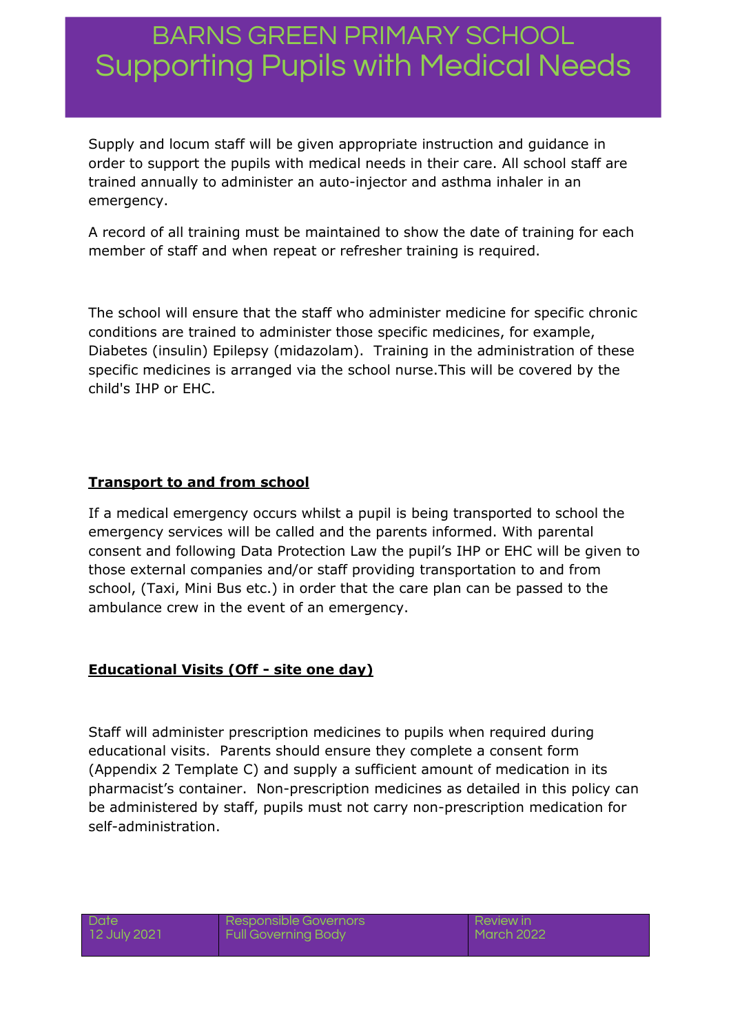Supply and locum staff will be given appropriate instruction and guidance in order to support the pupils with medical needs in their care. All school staff are trained annually to administer an auto-injector and asthma inhaler in an emergency.

A record of all training must be maintained to show the date of training for each member of staff and when repeat or refresher training is required.

The school will ensure that the staff who administer medicine for specific chronic conditions are trained to administer those specific medicines, for example, Diabetes (insulin) Epilepsy (midazolam). Training in the administration of these specific medicines is arranged via the school nurse.This will be covered by the child's IHP or EHC.

**Transport to and from school**

If a medical emergency occurs whilst a pupil is being transported to school the emergency services will be called and the parents informed. With parental consent and following Data Protection Law the pupil's IHP or EHC will be given to those external companies and/or staff providing transportation to and from school, (Taxi, Mini Bus etc.) in order that the care plan can be passed to the ambulance crew in the event of an emergency.

**Educational Visits (Off - site one day)**

Staff will administer prescription medicines to pupils when required during educational visits. Parents should ensure they complete a consent form (Appendix 2 Template C) and supply a sufficient amount of medication in its pharmacist's container. Non-prescription medicines as detailed in this policy can be administered by staff, pupils must not carry non-prescription medication for self-administration.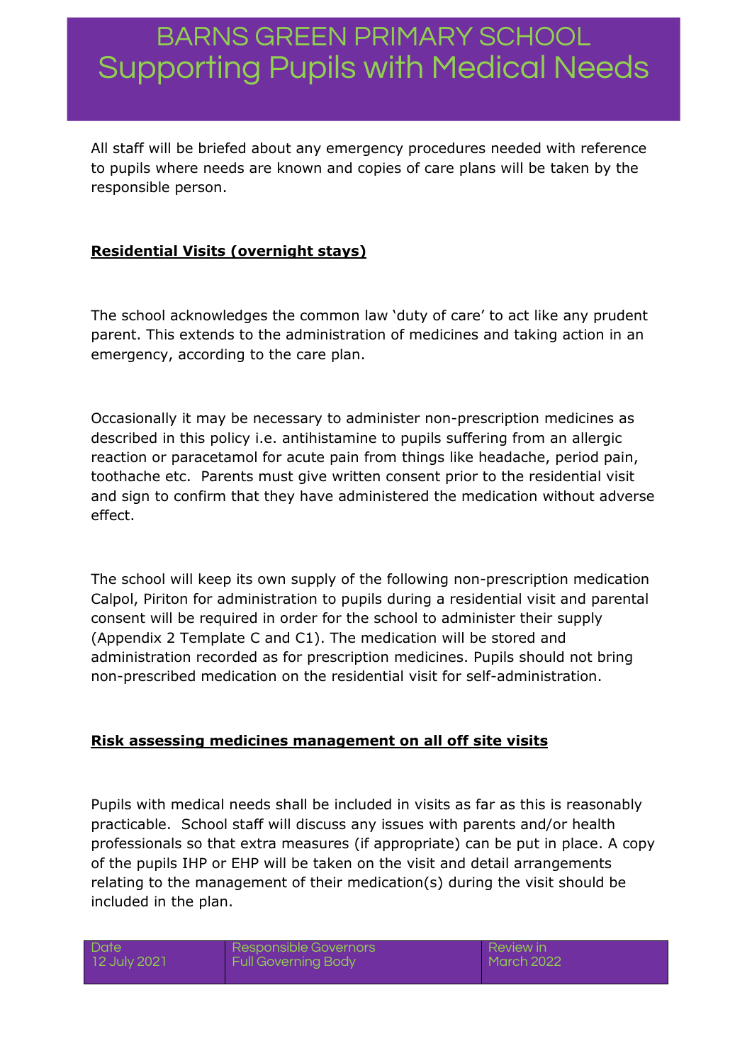All staff will be briefed about any emergency procedures needed with reference to pupils where needs are known and copies of care plans will be taken by the responsible person.

## Residential Visits (overnight stays)

The school acknowledges the common law 'duty of care' to act like any prudent parent. This extends to the administration of medicines and taking action in an emergency, according to the care plan.

Occasionally it may be necessary to administer non-prescription medicines as described in this policy i.e. antihistamine to pupils suffering from an allergic reaction or paracetamol for acute pain from things like headache, period pain, toothache etc. Parents must give written consent prior to the residential visit and sign to confirm that they have administered the medication without adverse effect.

The school will keep its own supply of the following non-prescription medication Calpol, Piriton for administration to pupils during a residential visit and parental consent will be required in order for the school to administer their supply (Appendix 2 Template C and C1). The medication will be stored and administration recorded as for prescription medicines. Pupils should not bring non-prescribed medication on the residential visit for self-administration.

## Risk assessing medicines management on all off site visits

Pupils with medical needs shall be included in visits as far as this is reasonably practicable. School staff will discuss any issues with parents and/or health professionals so that extra measures (if appropriate) can be put in place. A copy of the pupils IHP or EHP will be taken on the visit and detail arrangements relating to the management of their medication(s) during the visit should be included in the plan.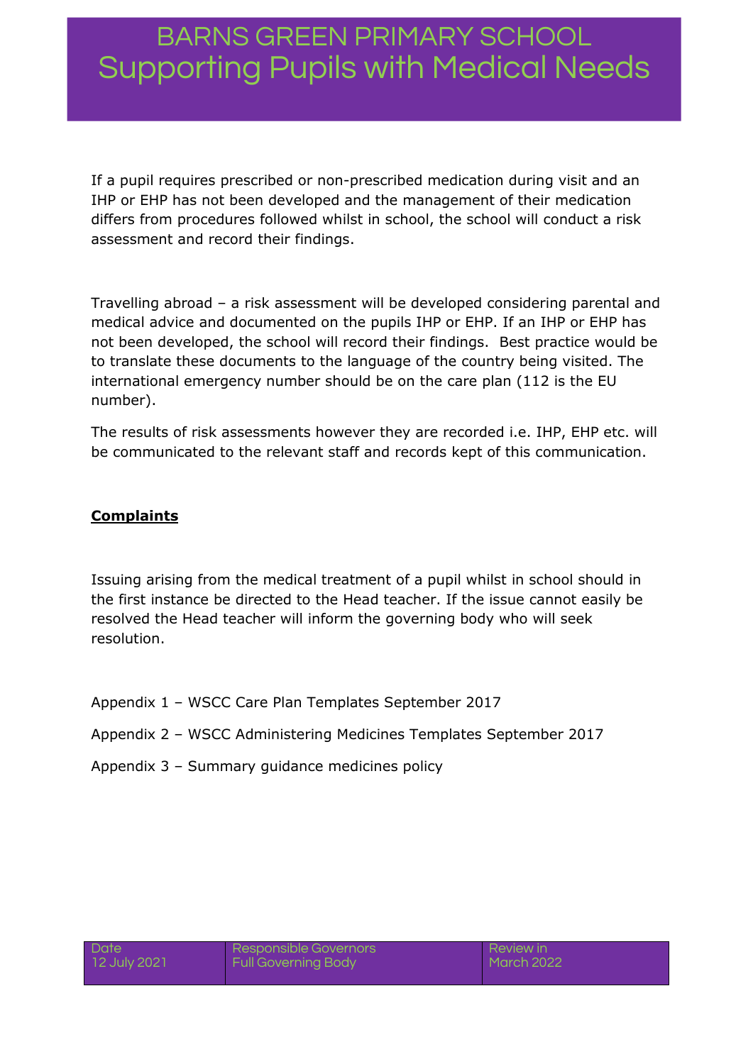If a pupil requires prescribed or non-prescribed medication during visit and an IHP or EHP has not been developed and the management of their medication differs from procedures followed whilst in school, the school will conduct a risk assessment and record their findings.

Travelling abroad – a risk assessment will be developed considering parental and medical advice and documented on the pupils IHP or EHP. If an IHP or EHP has not been developed, the school will record their findings. Best practice would be to translate these documents to the language of the country being visited. The international emergency number should be on the care plan (112 is the EU number).

The results of risk assessments however they are recorded i.e. IHP, EHP etc. will be communicated to the relevant staff and records kept of this communication.

**Complaints**

Issuing arising from the medical treatment of a pupil whilst in school should in the first instance be directed to the Head teacher. If the issue cannot easily be resolved the Head teacher will inform the governing body who will seek resolution.

Appendix 1 – WSCC Care Plan Templates September 2017

Appendix 2 – WSCC Administering Medicines Templates September 2017

Appendix 3 – Summary guidance medicines policy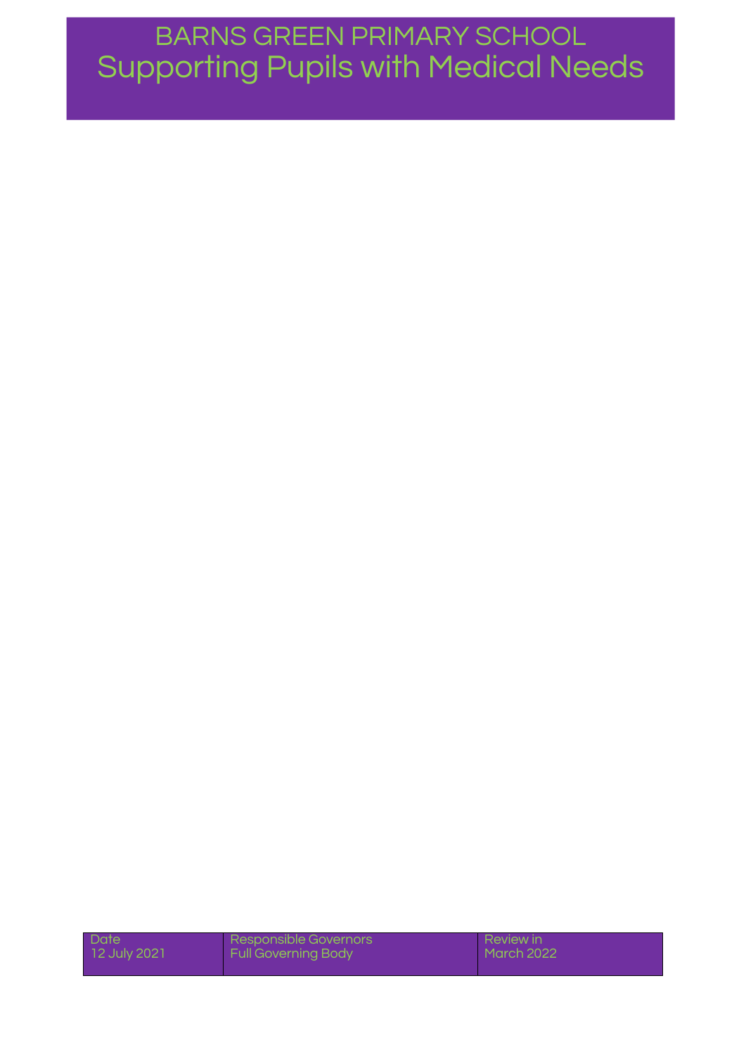# BARNS GREEN PRIMARY SCHOOL
# Supporting Pupils with Medical Needs

| Date | Responsible Governors | Review in |
|---|---|---|
| 12 July 2021 | Full Governing Body | March 2022 |